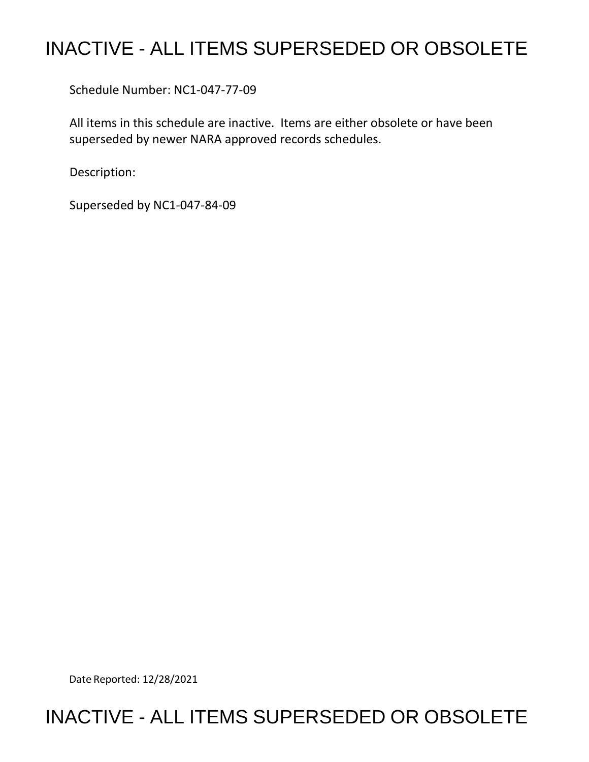# INACTIVE - ALL ITEMS SUPERSEDED OR OBSOLETE

Schedule Number: NC1-047-77-09

All items in this schedule are inactive. Items are either obsolete or have been superseded by newer NARA approved records schedules.

Description:

Superseded by NC1-047-84-09

Date Reported: 12/28/2021

# INACTIVE - ALL ITEMS SUPERSEDED OR OBSOLETE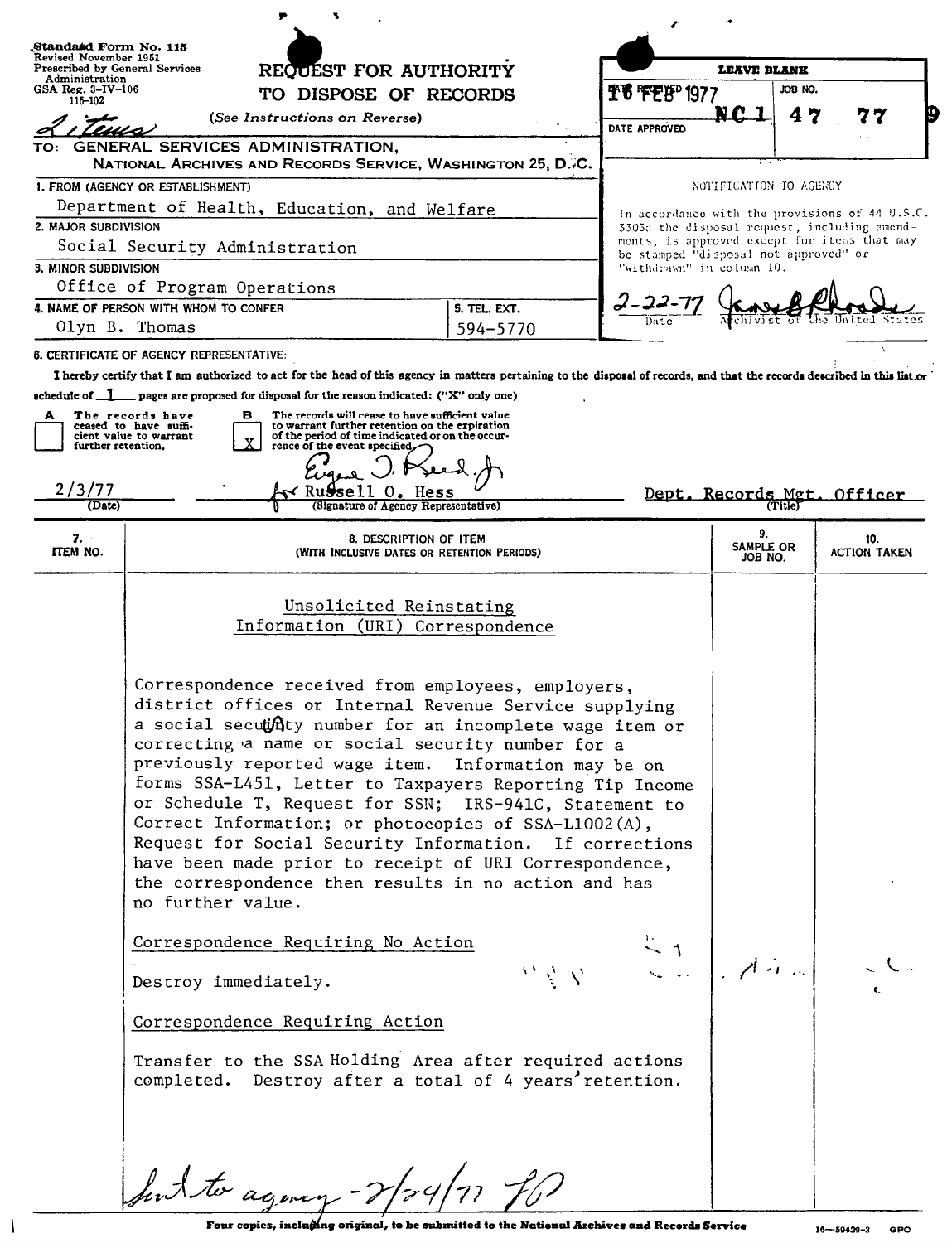Standard Form No. 115
Revised November 1951
Prescribed by General Services Administration
GSA Reg. 3-IV-106
115-102

2 items

# REQUEST FOR AUTHORITY TO DISPOSE OF RECORDS

(See Instructions on Reverse)

TO: GENERAL SERVICES ADMINISTRATION,
NATIONAL ARCHIVES AND RECORDS SERVICE, WASHINGTON 25, D.C.

| LEAVE BLANK | |
|---|---|
| DATE RECEIVED 16 FEB 1977 | JOB NO. NC1 47 77 9 |
| DATE APPROVED | |

NOTIFICATION TO AGENCY

In accordance with the provisions of 44 U.S.C. 3303a the disposal request, including amendments, is approved except for items that may be stamped "disposal not approved" or "withdrawn" in column 10.

2-22-77 — Date — [signature] Archivist of the United States

1. FROM (AGENCY OR ESTABLISHMENT): Department of Health, Education, and Welfare
2. MAJOR SUBDIVISION: Social Security Administration
3. MINOR SUBDIVISION: Office of Program Operations
4. NAME OF PERSON WITH WHOM TO CONFER: Olyn B. Thomas
5. TEL. EXT.: 594-5770

6. CERTIFICATE OF AGENCY REPRESENTATIVE:

I hereby certify that I am authorized to act for the head of this agency in matters pertaining to the disposal of records, and that the records described in this list or schedule of 1 pages are proposed for disposal for the reason indicated: ("X" only one)

- [ ] A The records have ceased to have sufficient value to warrant further retention.
- [X] B The records will cease to have sufficient value to warrant further retention on the expiration of the period of time indicated or on the occurrence of the event specified.

2/3/77 (Date) — Eugene J. Reed, Jr. for Russell O. Hess (Signature of Agency Representative) — Dept. Records Mgt. Officer (Title)

| 7. ITEM NO. | 8. DESCRIPTION OF ITEM (WITH INCLUSIVE DATES OR RETENTION PERIODS) | 9. SAMPLE OR JOB NO. | 10. ACTION TAKEN |
|---|---|---|---|
| | **Unsolicited Reinstating Information (URI) Correspondence** | | |
| | Correspondence received from employees, employers, district offices or Internal Revenue Service supplying a social security number for an incomplete wage item or correcting a name or social security number for a previously reported wage item. Information may be on forms SSA-L451, Letter to Taxpayers Reporting Tip Income or Schedule T, Request for SSN; IRS-941C, Statement to Correct Information; or photocopies of SSA-L1002(A), Request for Social Security Information. If corrections have been made prior to receipt of URI Correspondence, the correspondence then results in no action and has no further value. | | |
| 1 | Correspondence Requiring No Action — Destroy immediately. | | |
| 2 | Correspondence Requiring Action — Transfer to the SSA Holding Area after required actions completed. Destroy after a total of 4 years' retention. | | |

Sent to agency - 2/24/77 [initials]

Four copies, including original, to be submitted to the National Archives and Records Service

16—59439-3 GPO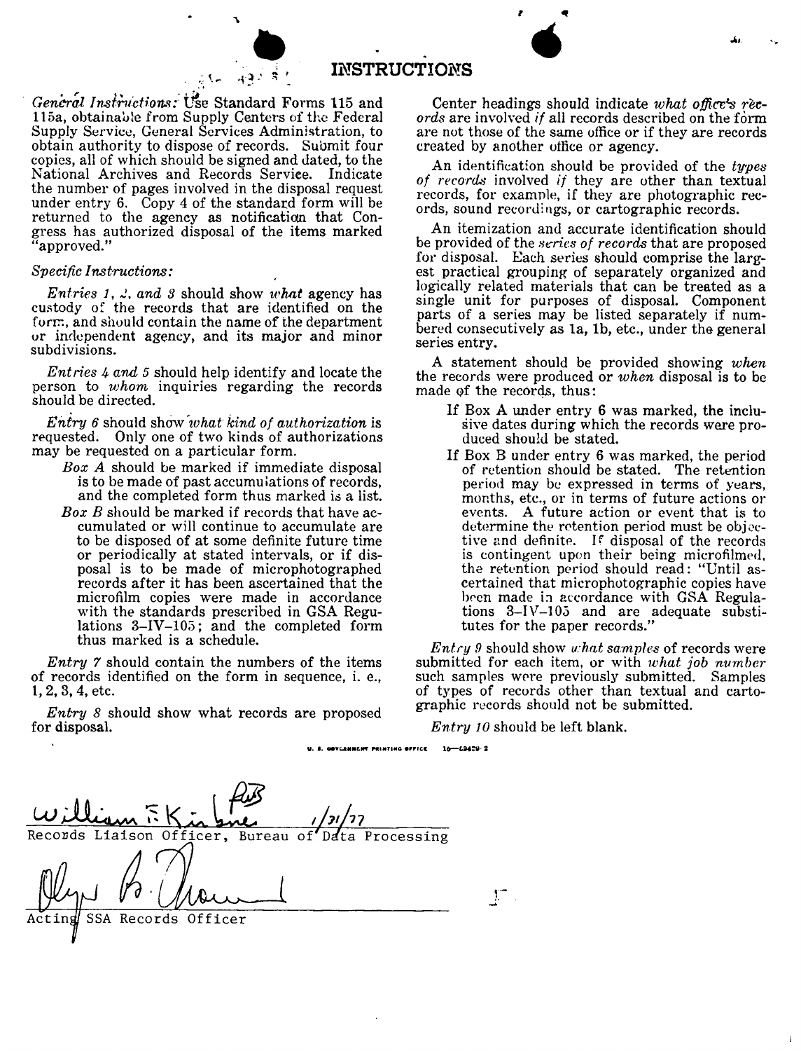# INSTRUCTIONS

*General Instructions:* Use Standard Forms 115 and 115a, obtainable from Supply Centers of the Federal Supply Service, General Services Administration, to obtain authority to dispose of records. Submit four copies, all of which should be signed and dated, to the National Archives and Records Service. Indicate the number of pages involved in the disposal request under entry 6. Copy 4 of the standard form will be returned to the agency as notification that Congress has authorized disposal of the items marked "approved."

*Specific Instructions:*

*Entries 1, 2, and 3* should show *what* agency has custody of the records that are identified on the form, and should contain the name of the department or independent agency, and its major and minor subdivisions.

*Entries 4 and 5* should help identify and locate the person to *whom* inquiries regarding the records should be directed.

*Entry 6* should show *what kind of authorization* is requested. Only one of two kinds of authorizations may be requested on a particular form.

- *Box A* should be marked if immediate disposal is to be made of past accumulations of records, and the completed form thus marked is a list.
- *Box B* should be marked if records that have accumulated or will continue to accumulate are to be disposed of at some definite future time or periodically at stated intervals, or if disposal is to be made of microphotographed records after it has been ascertained that the microfilm copies were made in accordance with the standards prescribed in GSA Regulations 3-IV-105; and the completed form thus marked is a schedule.

*Entry 7* should contain the numbers of the items of records identified on the form in sequence, i. e., 1, 2, 3, 4, etc.

*Entry 8* should show what records are proposed for disposal.

Center headings should indicate *what office's records* are involved *if* all records described on the form are not those of the same office or if they are records created by another office or agency.

An identification should be provided of the *types of records* involved *if* they are other than textual records, for example, if they are photographic records, sound recordings, or cartographic records.

An itemization and accurate identification should be provided of the *series of records* that are proposed for disposal. Each series should comprise the largest practical grouping of separately organized and logically related materials that can be treated as a single unit for purposes of disposal. Component parts of a series may be listed separately if numbered consecutively as 1a, 1b, etc., under the general series entry.

A statement should be provided showing *when* the records were produced or *when* disposal is to be made of the records, thus:

- If Box A under entry 6 was marked, the inclusive dates during which the records were produced should be stated.
- If Box B under entry 6 was marked, the period of retention should be stated. The retention period may be expressed in terms of years, months, etc., or in terms of future actions or events. A future action or event that is to determine the retention period must be objective and definite. If disposal of the records is contingent upon their being microfilmed, the retention period should read: "Until ascertained that microphotographic copies have been made in accordance with GSA Regulations 3-IV-105 and are adequate substitutes for the paper records."

*Entry 9* should show *what samples* of records were submitted for each item, or with *what job number* such samples were previously submitted. Samples of types of records other than textual and cartographic records should not be submitted.

*Entry 10* should be left blank.

U. S. GOVERNMENT PRINTING OFFICE 16—53429-2

William F. Kinbne 1/31/77
Records Liaison Officer, Bureau of Data Processing

Acting SSA Records Officer